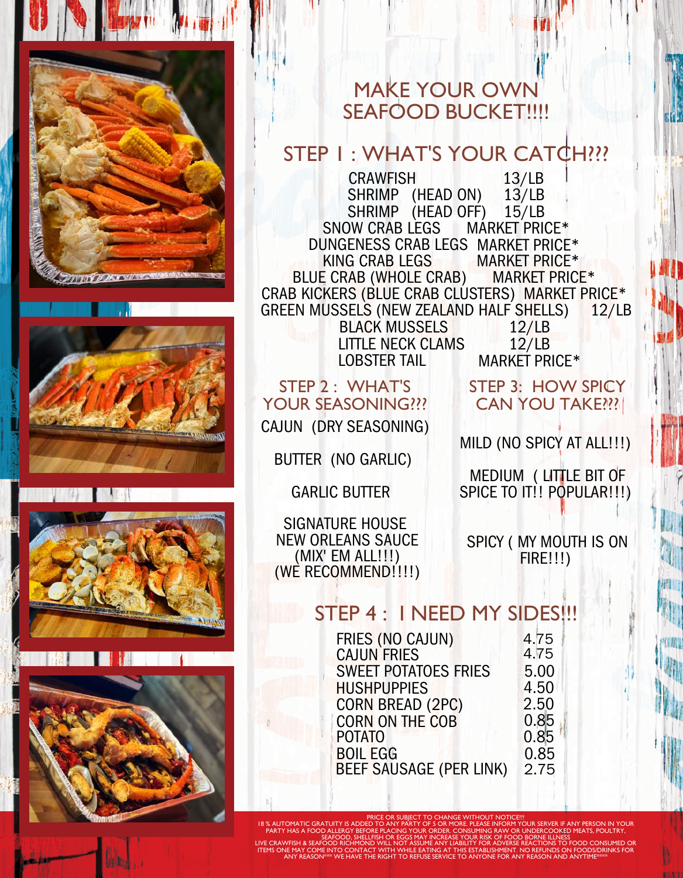# MAKE YOUR OWN SEAFOOD BUCKET!!!!

## STEP 1 : WHAT'S YOUR CATCH???

| Item | Price |
|---|---|
| CRAWFISH | 13/LB |
| SHRIMP (HEAD ON) | 13/LB |
| SHRIMP (HEAD OFF) | 15/LB |
| SNOW CRAB LEGS | MARKET PRICE* |
| DUNGENESS CRAB LEGS | MARKET PRICE* |
| KING CRAB LEGS | MARKET PRICE* |
| BLUE CRAB (WHOLE CRAB) | MARKET PRICE* |
| CRAB KICKERS (BLUE CRAB CLUSTERS) | MARKET PRICE* |
| GREEN MUSSELS (NEW ZEALAND HALF SHELLS) | 12/LB |
| BLACK MUSSELS | 12/LB |
| LITTLE NECK CLAMS | 12/LB |
| LOBSTER TAIL | MARKET PRICE* |

## STEP 2 : WHAT'S YOUR SEASONING???

CAJUN (DRY SEASONING)

BUTTER (NO GARLIC)

GARLIC BUTTER

SIGNATURE HOUSE NEW ORLEANS SAUCE (MIX' EM ALL!!!) (WE RECOMMEND!!!!)

## STEP 3: HOW SPICY CAN YOU TAKE???

MILD (NO SPICY AT ALL!!!)

MEDIUM ( LITTLE BIT OF SPICE TO IT!! POPULAR!!!)

SPICY ( MY MOUTH IS ON FIRE!!!)

## STEP 4 : I NEED MY SIDES!!!

| Side | Price |
|---|---|
| FRIES (NO CAJUN) | 4.75 |
| CAJUN FRIES | 4.75 |
| SWEET POTATOES FRIES | 5.00 |
| HUSHPUPPIES | 4.50 |
| CORN BREAD (2PC) | 2.50 |
| CORN ON THE COB | 0.85 |
| POTATO | 0.85 |
| BOIL EGG | 0.85 |
| BEEF SAUSAGE (PER LINK) | 2.75 |

PRICE OR SUBJECT TO CHANGE WITHOUT NOTICE!!! 18 % AUTOMATIC GRATUITY IS ADDED TO ANY PARTY OF 5 OR MORE. PLEASE INFORM YOUR SERVER IF ANY PERSON IN YOUR PARTY HAS A FOOD ALLERGY BEFORE PLACING YOUR ORDER. CONSUMING RAW OR UNDERCOOKED MEATS, POULTRY, SEAFOOD, SHELLFISH OR EGGS MAY INCREASE YOUR RISK OF FOOD BORNE ILLNESS LIVE CRAWFISH & SEAFOOD RICHMOND WILL NOT ASSUME ANY LIABILITY FOR ADVERSE REACTIONS TO FOOD CONSUMED OR ITEMS ONE MAY COME INTO CONTACT WITH WHILE EATING AT THIS ESTABLISHMENT. NO REFUNDS ON FOODS/DRINKS FOR ANY REASON*** WE HAVE THE RIGHT TO REFUSE SERVICE TO ANYONE FOR ANY REASON AND ANYTIME****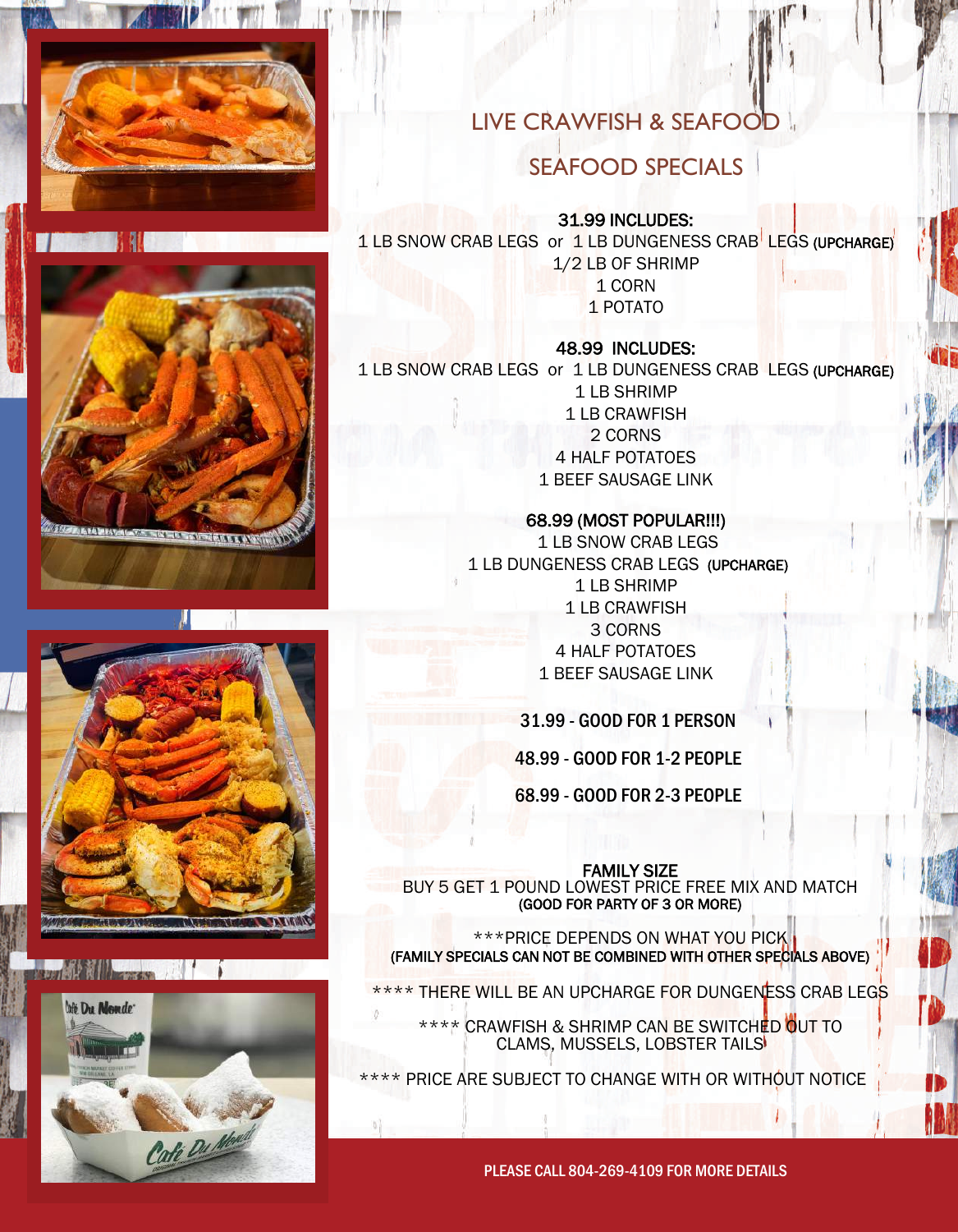# LIVE CRAWFISH & SEAFOOD

## SEAFOOD SPECIALS

**31.99 INCLUDES:**
1 LB SNOW CRAB LEGS or 1 LB DUNGENESS CRAB LEGS (UPCHARGE)
1/2 LB OF SHRIMP
1 CORN
1 POTATO

**48.99 INCLUDES:**
1 LB SNOW CRAB LEGS or 1 LB DUNGENESS CRAB LEGS (UPCHARGE)
1 LB SHRIMP
1 LB CRAWFISH
2 CORNS
4 HALF POTATOES
1 BEEF SAUSAGE LINK

**68.99 (MOST POPULAR!!!)**
1 LB SNOW CRAB LEGS
1 LB DUNGENESS CRAB LEGS (UPCHARGE)
1 LB SHRIMP
1 LB CRAWFISH
3 CORNS
4 HALF POTATOES
1 BEEF SAUSAGE LINK

**31.99 - GOOD FOR 1 PERSON**

**48.99 - GOOD FOR 1-2 PEOPLE**

**68.99 - GOOD FOR 2-3 PEOPLE**

**FAMILY SIZE**
BUY 5 GET 1 POUND LOWEST PRICE FREE MIX AND MATCH
(GOOD FOR PARTY OF 3 OR MORE)

***PRICE DEPENDS ON WHAT YOU PICK
(FAMILY SPECIALS CAN NOT BE COMBINED WITH OTHER SPECIALS ABOVE)

**** THERE WILL BE AN UPCHARGE FOR DUNGENESS CRAB LEGS

**** CRAWFISH & SHRIMP CAN BE SWITCHED OUT TO CLAMS, MUSSELS, LOBSTER TAILS

**** PRICE ARE SUBJECT TO CHANGE WITH OR WITHOUT NOTICE

PLEASE CALL 804-269-4109 FOR MORE DETAILS